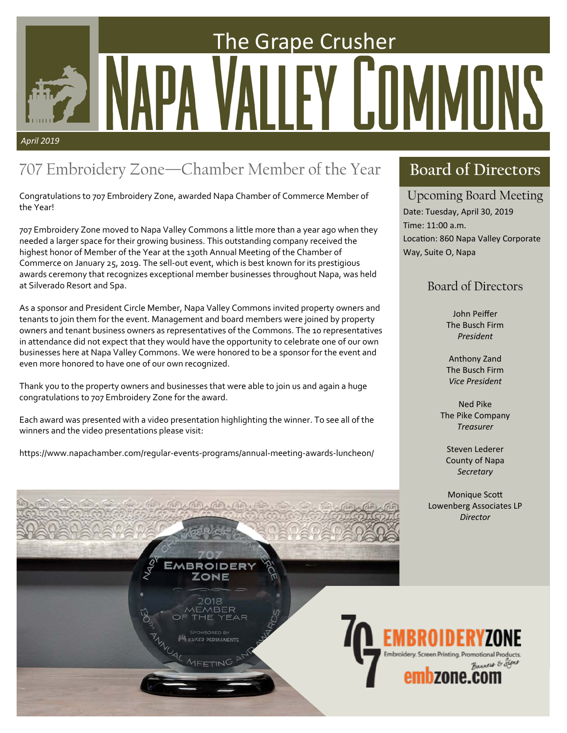# The Grape Crusher
# Napa Valley Commons

*April 2019*

## 707 Embroidery Zone—Chamber Member of the Year

Congratulations to 707 Embroidery Zone, awarded Napa Chamber of Commerce Member of the Year!

707 Embroidery Zone moved to Napa Valley Commons a little more than a year ago when they needed a larger space for their growing business. This outstanding company received the highest honor of Member of the Year at the 130th Annual Meeting of the Chamber of Commerce on January 25, 2019. The sell-out event, which is best known for its prestigious awards ceremony that recognizes exceptional member businesses throughout Napa, was held at Silverado Resort and Spa.

As a sponsor and President Circle Member, Napa Valley Commons invited property owners and tenants to join them for the event. Management and board members were joined by property owners and tenant business owners as representatives of the Commons. The 10 representatives in attendance did not expect that they would have the opportunity to celebrate one of our own businesses here at Napa Valley Commons. We were honored to be a sponsor for the event and even more honored to have one of our own recognized.

Thank you to the property owners and businesses that were able to join us and again a huge congratulations to 707 Embroidery Zone for the award.

Each award was presented with a video presentation highlighting the winner. To see all of the winners and the video presentations please visit:

https://www.napachamber.com/regular-events-programs/annual-meeting-awards-luncheon/

## Board of Directors

### Upcoming Board Meeting

Date: Tuesday, April 30, 2019
Time: 11:00 a.m.
Location: 860 Napa Valley Corporate Way, Suite O, Napa

### Board of Directors

John Peiffer
The Busch Firm
*President*

Anthony Zand
The Busch Firm
*Vice President*

Ned Pike
The Pike Company
*Treasurer*

Steven Lederer
County of Napa
*Secretary*

Monique Scott
Lowenberg Associates LP
*Director*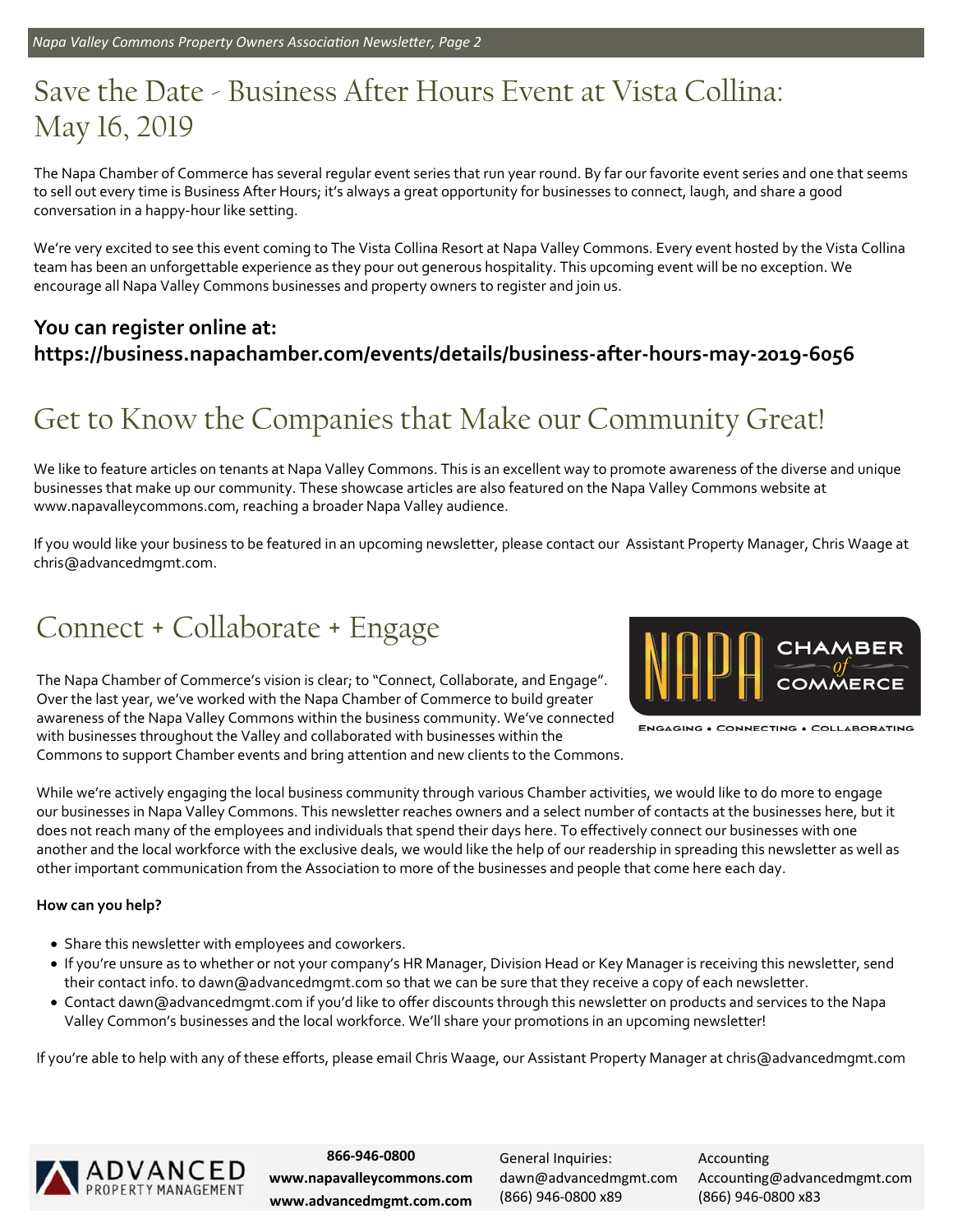## Save the Date - Business After Hours Event at Vista Collina: May 16, 2019

The Napa Chamber of Commerce has several regular event series that run year round. By far our favorite event series and one that seems to sell out every time is Business After Hours; it's always a great opportunity for businesses to connect, laugh, and share a good conversation in a happy-hour like setting.

We're very excited to see this event coming to The Vista Collina Resort at Napa Valley Commons. Every event hosted by the Vista Collina team has been an unforgettable experience as they pour out generous hospitality. This upcoming event will be no exception. We encourage all Napa Valley Commons businesses and property owners to register and join us.

**You can register online at:**
**https://business.napachamber.com/events/details/business-after-hours-may-2019-6056**

## Get to Know the Companies that Make our Community Great!

We like to feature articles on tenants at Napa Valley Commons. This is an excellent way to promote awareness of the diverse and unique businesses that make up our community. These showcase articles are also featured on the Napa Valley Commons website at www.napavalleycommons.com, reaching a broader Napa Valley audience.

If you would like your business to be featured in an upcoming newsletter, please contact our Assistant Property Manager, Chris Waage at chris@advancedmgmt.com.

## Connect + Collaborate + Engage

NAPA CHAMBER of COMMERCE
ENGAGING • CONNECTING • COLLABORATING

The Napa Chamber of Commerce's vision is clear; to "Connect, Collaborate, and Engage". Over the last year, we've worked with the Napa Chamber of Commerce to build greater awareness of the Napa Valley Commons within the business community. We've connected with businesses throughout the Valley and collaborated with businesses within the Commons to support Chamber events and bring attention and new clients to the Commons.

While we're actively engaging the local business community through various Chamber activities, we would like to do more to engage our businesses in Napa Valley Commons. This newsletter reaches owners and a select number of contacts at the businesses here, but it does not reach many of the employees and individuals that spend their days here. To effectively connect our businesses with one another and the local workforce with the exclusive deals, we would like the help of our readership in spreading this newsletter as well as other important communication from the Association to more of the businesses and people that come here each day.

**How can you help?**

- Share this newsletter with employees and coworkers.
- If you're unsure as to whether or not your company's HR Manager, Division Head or Key Manager is receiving this newsletter, send their contact info. to dawn@advancedmgmt.com so that we can be sure that they receive a copy of each newsletter.
- Contact dawn@advancedmgmt.com if you'd like to offer discounts through this newsletter on products and services to the Napa Valley Common's businesses and the local workforce. We'll share your promotions in an upcoming newsletter!

If you're able to help with any of these efforts, please email Chris Waage, our Assistant Property Manager at chris@advancedmgmt.com

ADVANCED PROPERTY MANAGEMENT

**866-946-0800**
**www.napavalleycommons.com**
**www.advancedmgmt.com.com**

General Inquiries:
dawn@advancedmgmt.com
(866) 946-0800 x89

Accounting
Accounting@advancedmgmt.com
(866) 946-0800 x83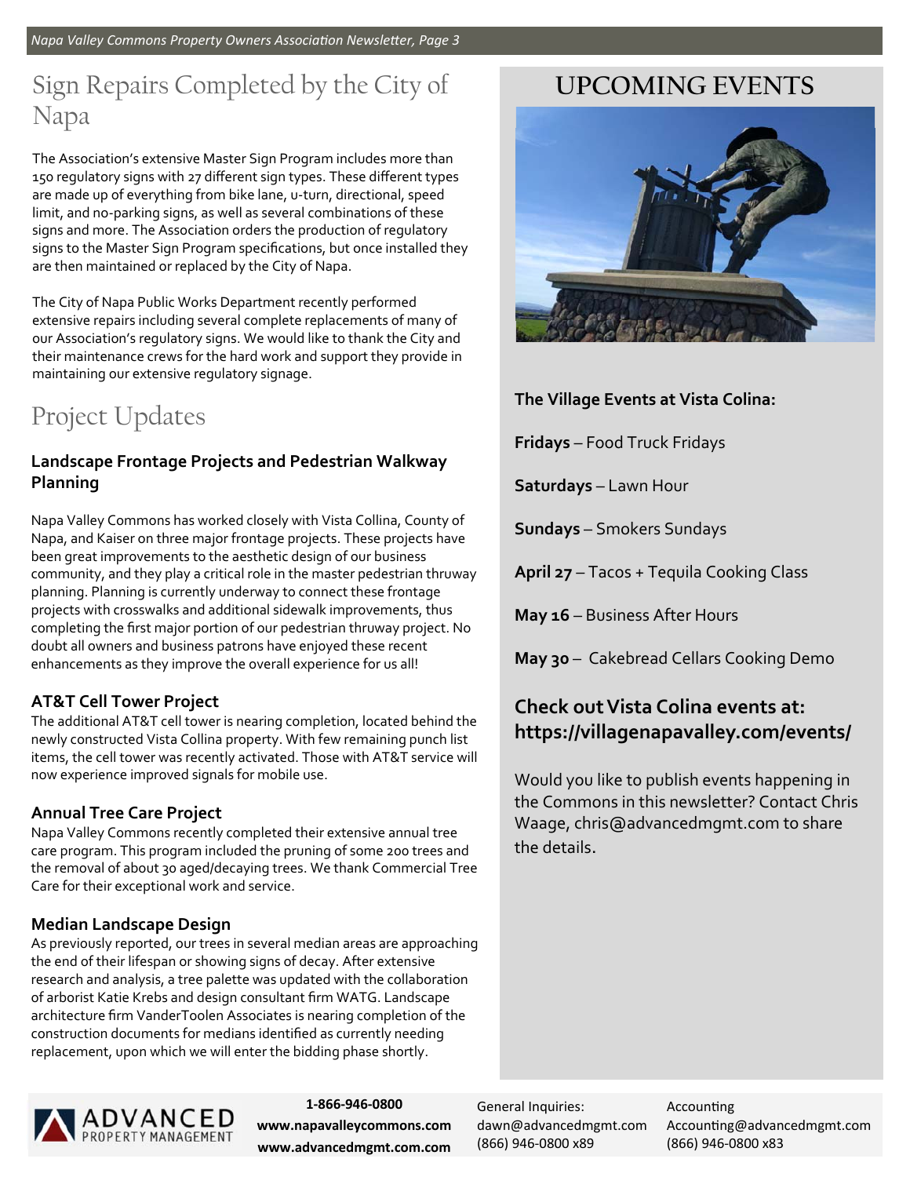# Sign Repairs Completed by the City of Napa

The Association's extensive Master Sign Program includes more than 150 regulatory signs with 27 different sign types. These different types are made up of everything from bike lane, u-turn, directional, speed limit, and no-parking signs, as well as several combinations of these signs and more. The Association orders the production of regulatory signs to the Master Sign Program specifications, but once installed they are then maintained or replaced by the City of Napa.

The City of Napa Public Works Department recently performed extensive repairs including several complete replacements of many of our Association's regulatory signs. We would like to thank the City and their maintenance crews for the hard work and support they provide in maintaining our extensive regulatory signage.

# Project Updates

### Landscape Frontage Projects and Pedestrian Walkway Planning

Napa Valley Commons has worked closely with Vista Collina, County of Napa, and Kaiser on three major frontage projects. These projects have been great improvements to the aesthetic design of our business community, and they play a critical role in the master pedestrian thruway planning. Planning is currently underway to connect these frontage projects with crosswalks and additional sidewalk improvements, thus completing the first major portion of our pedestrian thruway project. No doubt all owners and business patrons have enjoyed these recent enhancements as they improve the overall experience for us all!

### AT&T Cell Tower Project

The additional AT&T cell tower is nearing completion, located behind the newly constructed Vista Collina property. With few remaining punch list items, the cell tower was recently activated. Those with AT&T service will now experience improved signals for mobile use.

### Annual Tree Care Project

Napa Valley Commons recently completed their extensive annual tree care program. This program included the pruning of some 200 trees and the removal of about 30 aged/decaying trees. We thank Commercial Tree Care for their exceptional work and service.

### Median Landscape Design

As previously reported, our trees in several median areas are approaching the end of their lifespan or showing signs of decay. After extensive research and analysis, a tree palette was updated with the collaboration of arborist Katie Krebs and design consultant firm WATG. Landscape architecture firm VanderToolen Associates is nearing completion of the construction documents for medians identified as currently needing replacement, upon which we will enter the bidding phase shortly.

# UPCOMING EVENTS

**The Village Events at Vista Colina:**

**Fridays** – Food Truck Fridays

**Saturdays** – Lawn Hour

**Sundays** – Smokers Sundays

**April 27** – Tacos + Tequila Cooking Class

**May 16** – Business After Hours

**May 30** – Cakebread Cellars Cooking Demo

### Check out Vista Colina events at: https://villagenapavalley.com/events/

Would you like to publish events happening in the Commons in this newsletter? Contact Chris Waage, chris@advancedmgmt.com to share the details.

ADVANCED PROPERTY MANAGEMENT

**1-866-946-0800**
**www.napavalleycommons.com**
**www.advancedmgmt.com.com**

General Inquiries:
dawn@advancedmgmt.com
(866) 946-0800 x89

Accounting
Accounting@advancedmgmt.com
(866) 946-0800 x83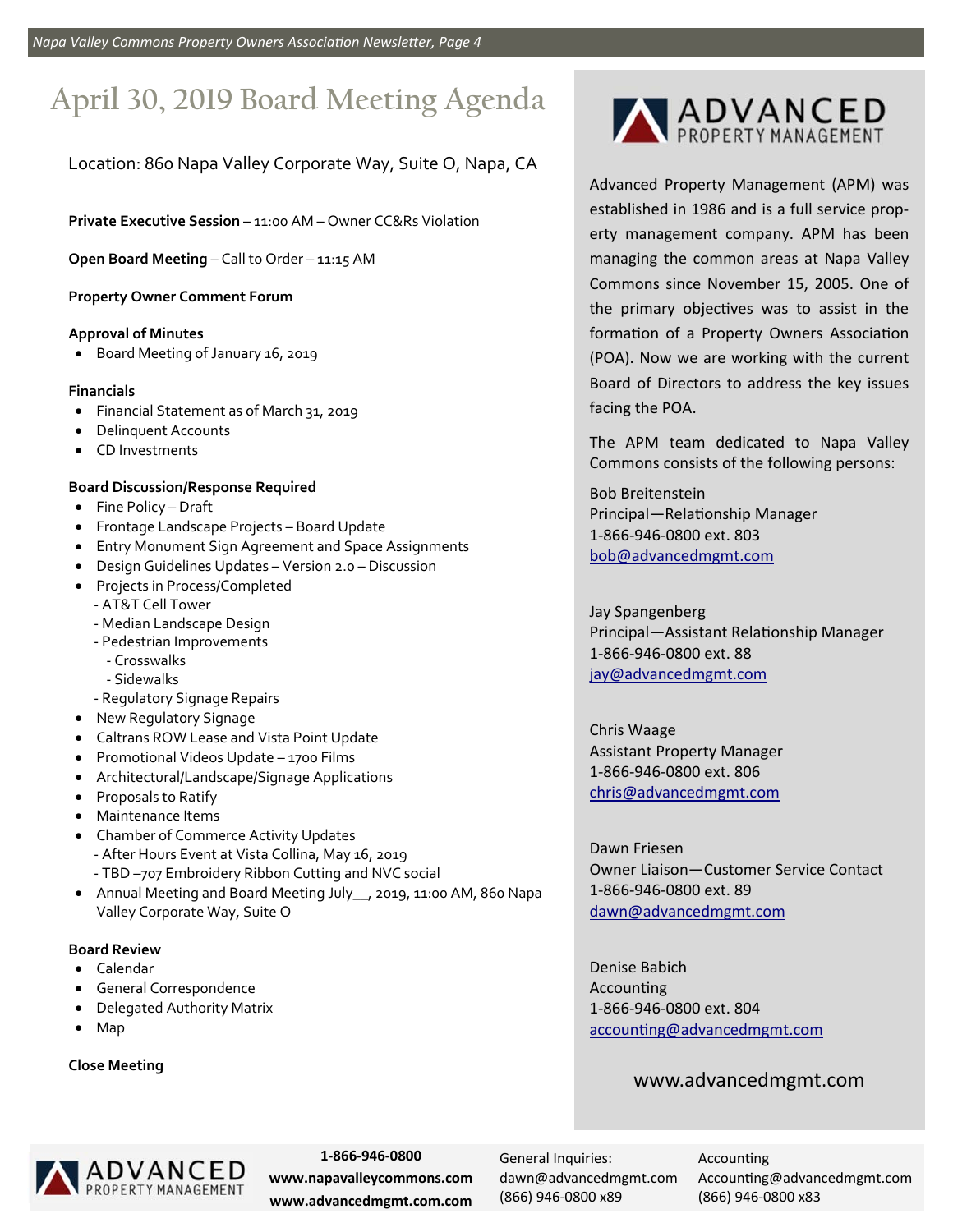# April 30, 2019 Board Meeting Agenda

Location: 860 Napa Valley Corporate Way, Suite O, Napa, CA

**Private Executive Session** – 11:00 AM – Owner CC&Rs Violation

**Open Board Meeting** – Call to Order – 11:15 AM

**Property Owner Comment Forum**

**Approval of Minutes**

- Board Meeting of January 16, 2019

**Financials**

- Financial Statement as of March 31, 2019
- Delinquent Accounts
- CD Investments

**Board Discussion/Response Required**

- Fine Policy – Draft
- Frontage Landscape Projects – Board Update
- Entry Monument Sign Agreement and Space Assignments
- Design Guidelines Updates – Version 2.0 – Discussion
- Projects in Process/Completed
  - AT&T Cell Tower
  - Median Landscape Design
  - Pedestrian Improvements
    - Crosswalks
    - Sidewalks
  - Regulatory Signage Repairs
- New Regulatory Signage
- Caltrans ROW Lease and Vista Point Update
- Promotional Videos Update – 1700 Films
- Architectural/Landscape/Signage Applications
- Proposals to Ratify
- Maintenance Items
- Chamber of Commerce Activity Updates
  - After Hours Event at Vista Collina, May 16, 2019
  - TBD –707 Embroidery Ribbon Cutting and NVC social
- Annual Meeting and Board Meeting July__, 2019, 11:00 AM, 860 Napa Valley Corporate Way, Suite O

**Board Review**

- Calendar
- General Correspondence
- Delegated Authority Matrix
- Map

**Close Meeting**

ADVANCED PROPERTY MANAGEMENT

Advanced Property Management (APM) was established in 1986 and is a full service property management company. APM has been managing the common areas at Napa Valley Commons since November 15, 2005. One of the primary objectives was to assist in the formation of a Property Owners Association (POA). Now we are working with the current Board of Directors to address the key issues facing the POA.

The APM team dedicated to Napa Valley Commons consists of the following persons:

Bob Breitenstein
Principal—Relationship Manager
1-866-946-0800 ext. 803
bob@advancedmgmt.com

Jay Spangenberg
Principal—Assistant Relationship Manager
1-866-946-0800 ext. 88
jay@advancedmgmt.com

Chris Waage
Assistant Property Manager
1-866-946-0800 ext. 806
chris@advancedmgmt.com

Dawn Friesen
Owner Liaison—Customer Service Contact
1-866-946-0800 ext. 89
dawn@advancedmgmt.com

Denise Babich
Accounting
1-866-946-0800 ext. 804
accounting@advancedmgmt.com

www.advancedmgmt.com

ADVANCED PROPERTY MANAGEMENT

**1-866-946-0800**
**www.napavalleycommons.com**
**www.advancedmgmt.com.com**

General Inquiries:
dawn@advancedmgmt.com
(866) 946-0800 x89

Accounting
Accounting@advancedmgmt.com
(866) 946-0800 x83